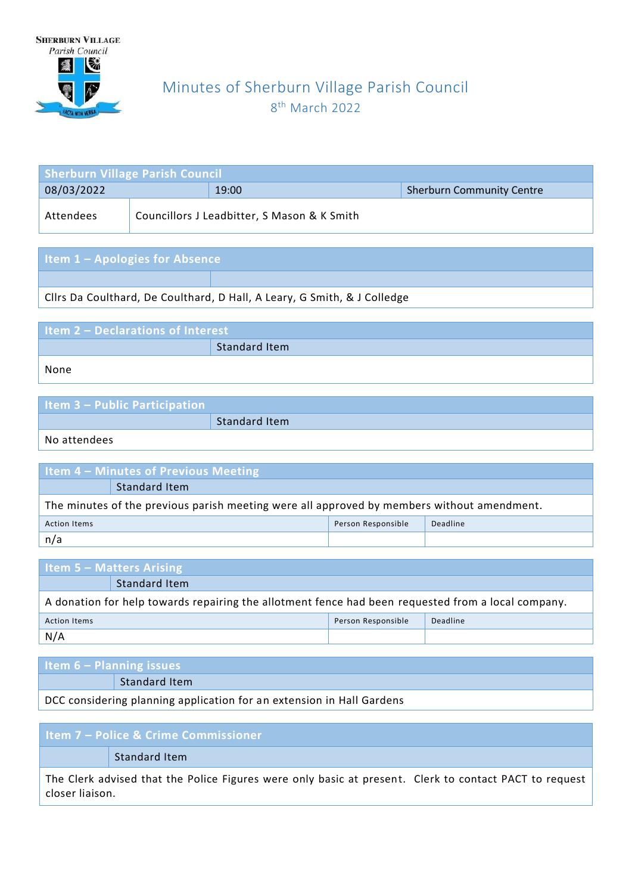Sherburn Village Parish Council

# Minutes of Sherburn Village Parish Council

8th March 2022

| Sherburn Village Parish Council | | |
|---|---|---|
| 08/03/2022 | 19:00 | Sherburn Community Centre |
| Attendees | Councillors J Leadbitter, S Mason & K Smith | |

## Item 1 – Apologies for Absence

Cllrs Da Coulthard, De Coulthard, D Hall, A Leary, G Smith, & J Colledge

## Item 2 – Declarations of Interest

Standard Item

None

## Item 3 – Public Participation

Standard Item

No attendees

## Item 4 – Minutes of Previous Meeting

Standard Item

The minutes of the previous parish meeting were all approved by members without amendment.

| Action Items | Person Responsible | Deadline |
|---|---|---|
| n/a | | |

## Item 5 – Matters Arising

Standard Item

A donation for help towards repairing the allotment fence had been requested from a local company.

| Action Items | Person Responsible | Deadline |
|---|---|---|
| N/A | | |

## Item 6 – Planning issues

Standard Item

DCC considering planning application for an extension in Hall Gardens

## Item 7 – Police & Crime Commissioner

Standard Item

The Clerk advised that the Police Figures were only basic at present. Clerk to contact PACT to request closer liaison.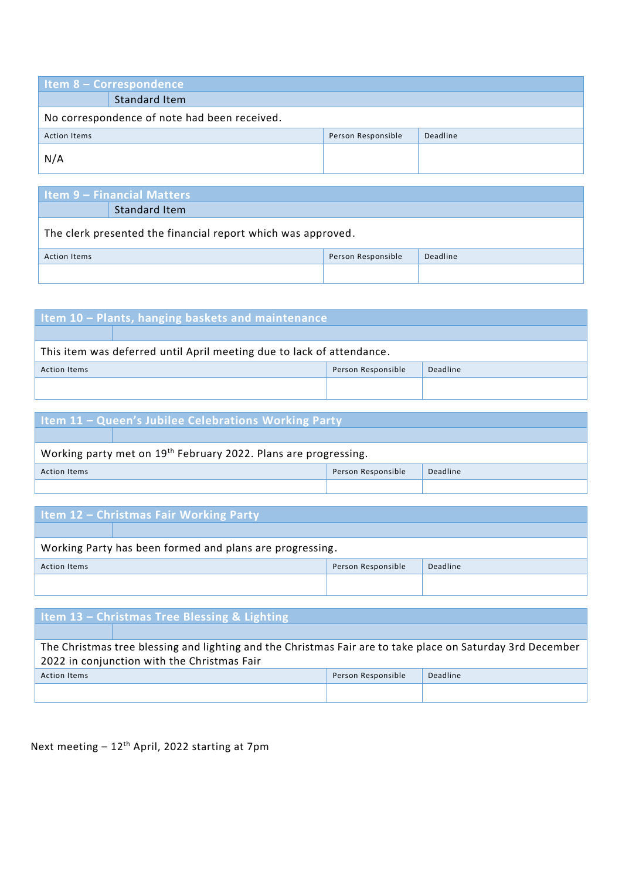## Item 8 – Correspondence

| | |
|---|---|
| | Standard Item |

No correspondence of note had been received.

| Action Items | Person Responsible | Deadline |
|---|---|---|
| N/A | | |

## Item 9 – Financial Matters

| | |
|---|---|
| | Standard Item |

The clerk presented the financial report which was approved.

| Action Items | Person Responsible | Deadline |
|---|---|---|
| | | |

## Item 10 – Plants, hanging baskets and maintenance

This item was deferred until April meeting due to lack of attendance.

| Action Items | Person Responsible | Deadline |
|---|---|---|
| | | |

## Item 11 – Queen's Jubilee Celebrations Working Party

Working party met on 19th February 2022. Plans are progressing.

| Action Items | Person Responsible | Deadline |
|---|---|---|
| | | |

## Item 12 – Christmas Fair Working Party

Working Party has been formed and plans are progressing.

| Action Items | Person Responsible | Deadline |
|---|---|---|
| | | |

## Item 13 – Christmas Tree Blessing & Lighting

The Christmas tree blessing and lighting and the Christmas Fair are to take place on Saturday 3rd December 2022 in conjunction with the Christmas Fair

| Action Items | Person Responsible | Deadline |
|---|---|---|
| | | |

Next meeting – 12th April, 2022 starting at 7pm